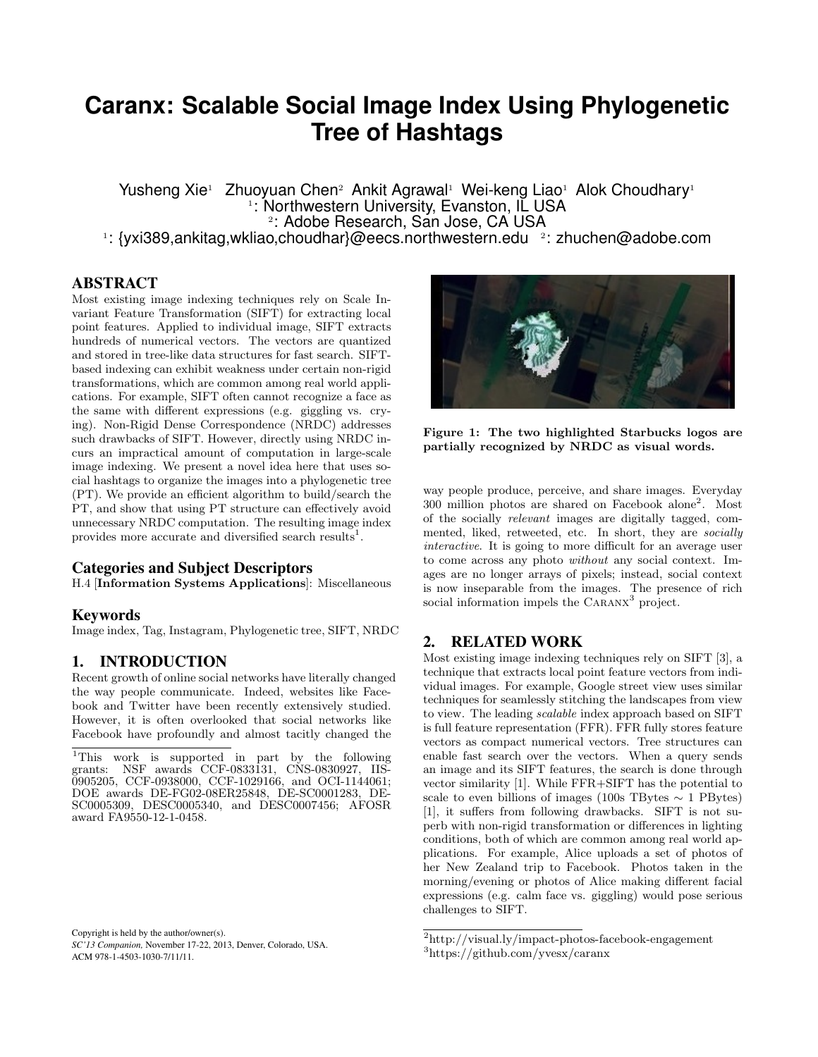# Caranx: Scalable Social Image Index Using Phylogenetic Tree of Hashtags

Yusheng Xie[1] Zhuoyuan Chen[2] Ankit Agrawal[1] Wei-keng Liao[1] Alok Choudhary[1]
[1]: Northwestern University, Evanston, IL USA
[2]: Adobe Research, San Jose, CA USA
[1]: {yxi389,ankitag,wkliao,choudhar}@eecs.northwestern.edu [2]: zhuchen@adobe.com

## ABSTRACT

Most existing image indexing techniques rely on Scale Invariant Feature Transformation (SIFT) for extracting local point features. Applied to individual image, SIFT extracts hundreds of numerical vectors. The vectors are quantized and stored in tree-like data structures for fast search. SIFT-based indexing can exhibit weakness under certain non-rigid transformations, which are common among real world applications. For example, SIFT often cannot recognize a face as the same with different expressions (e.g. giggling vs. crying). Non-Rigid Dense Correspondence (NRDC) addresses such drawbacks of SIFT. However, directly using NRDC incurs an impractical amount of computation in large-scale image indexing. We present a novel idea here that uses social hashtags to organize the images into a phylogenetic tree (PT). We provide an efficient algorithm to build/search the PT, and show that using PT structure can effectively avoid unnecessary NRDC computation. The resulting image index provides more accurate and diversified search results[1].

### Categories and Subject Descriptors

H.4 [**Information Systems Applications**]: Miscellaneous

### Keywords

Image index, Tag, Instagram, Phylogenetic tree, SIFT, NRDC

## 1. INTRODUCTION

Recent growth of online social networks have literally changed the way people communicate. Indeed, websites like Facebook and Twitter have been recently extensively studied. However, it is often overlooked that social networks like Facebook have profoundly and almost tacitly changed the way people produce, perceive, and share images. Everyday 300 million photos are shared on Facebook alone[2]. Most of the socially *relevant* images are digitally tagged, commented, liked, retweeted, etc. In short, they are *socially interactive*. It is going to more difficult for an average user to come across any photo *without* any social context. Images are no longer arrays of pixels; instead, social context is now inseparable from the images. The presence of rich social information impels the CARANX[3] project.

Figure 1: The two highlighted Starbucks logos are partially recognized by NRDC as visual words.

## 2. RELATED WORK

Most existing image indexing techniques rely on SIFT [3], a technique that extracts local point feature vectors from individual images. For example, Google street view uses similar techniques for seamlessly stitching the landscapes from view to view. The leading *scalable* index approach based on SIFT is full feature representation (FFR). FFR fully stores feature vectors as compact numerical vectors. Tree structures can enable fast search over the vectors. When a query sends an image and its SIFT features, the search is done through vector similarity [1]. While FFR+SIFT has the potential to scale to even billions of images (100s TBytes $\sim$ 1 PBytes) [1], it suffers from following drawbacks. SIFT is not superb with non-rigid transformation or differences in lighting conditions, both of which are common among real world applications. For example, Alice uploads a set of photos of her New Zealand trip to Facebook. Photos taken in the morning/evening or photos of Alice making different facial expressions (e.g. calm face vs. giggling) would pose serious challenges to SIFT.

---

[1]This work is supported in part by the following grants: NSF awards CCF-0833131, CNS-0830927, IIS-0905205, CCF-0938000, CCF-1029166, and OCI-1144061; DOE awards DE-FG02-08ER25848, DE-SC0001283, DE-SC0005309, DESC0005340, and DESC0007456; AFOSR award FA9550-12-1-0458.

[2]http://visual.ly/impact-photos-facebook-engagement

[3]https://github.com/yvesx/caranx

Copyright is held by the author/owner(s).
*SC'13 Companion,* November 17-22, 2013, Denver, Colorado, USA.
ACM 978-1-4503-1030-7/11/11.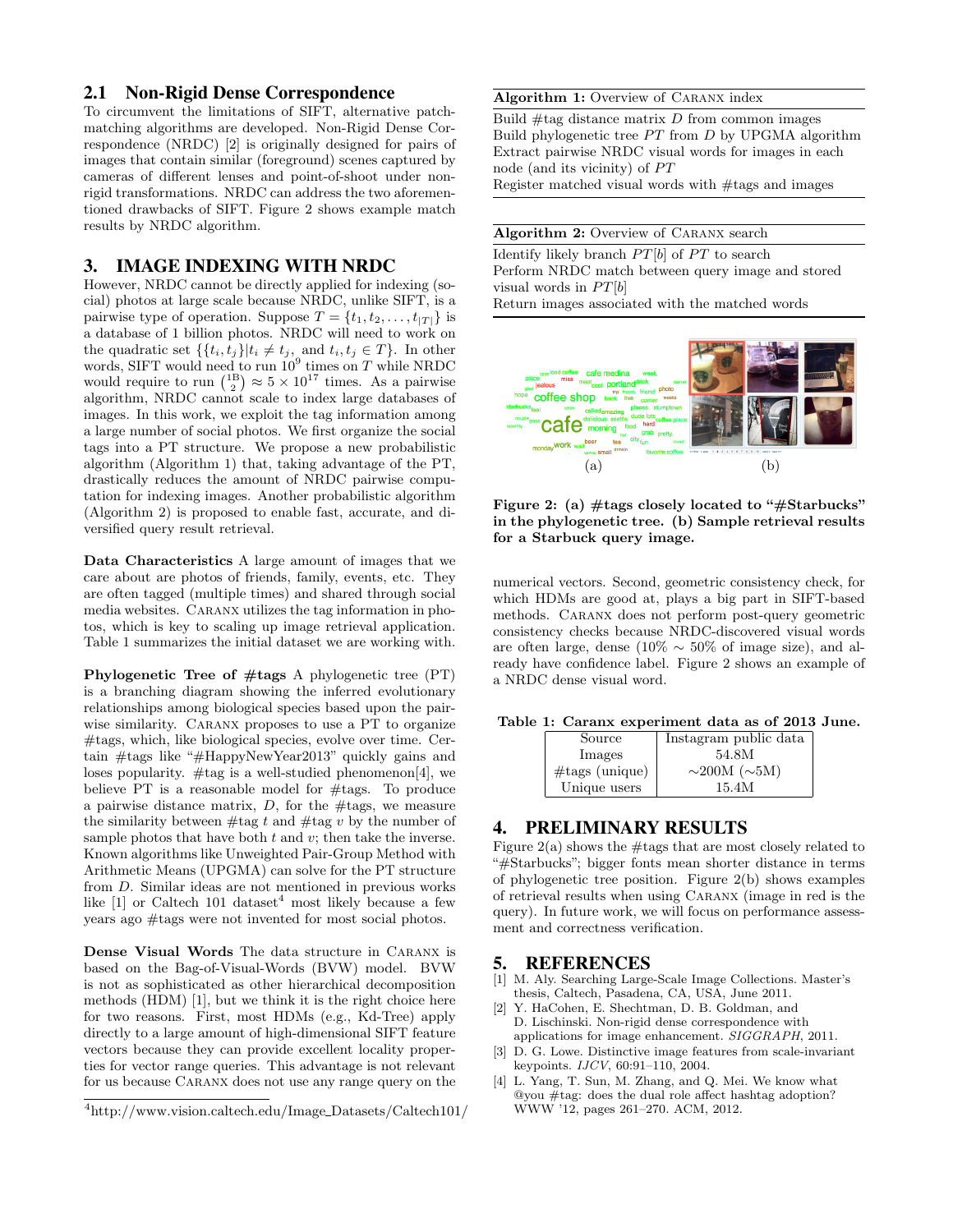## 2.1 Non-Rigid Dense Correspondence

To circumvent the limitations of SIFT, alternative patch-matching algorithms are developed. Non-Rigid Dense Correspondence (NRDC) [2] is originally designed for pairs of images that contain similar (foreground) scenes captured by cameras of different lenses and point-of-shoot under non-rigid transformations. NRDC can address the two aforementioned drawbacks of SIFT. Figure 2 shows example match results by NRDC algorithm.

# 3. IMAGE INDEXING WITH NRDC

However, NRDC cannot be directly applied for indexing (social) photos at large scale because NRDC, unlike SIFT, is a pairwise type of operation. Suppose $T = \{t_1, t_2, \ldots, t_{|T|}\}$ is a database of 1 billion photos. NRDC will need to work on the quadratic set $\{\{t_i, t_j\} | t_i \neq t_j, \text{ and } t_i, t_j \in T\}$. In other words, SIFT would need to run $10^9$ times on $T$ while NRDC would require to run $\binom{1\text{B}}{2} \approx 5 \times 10^{17}$ times. As a pairwise algorithm, NRDC cannot scale to index large databases of images. In this work, we exploit the tag information among a large number of social photos. We first organize the social tags into a PT structure. We propose a new probabilistic algorithm (Algorithm 1) that, taking advantage of the PT, drastically reduces the amount of NRDC pairwise computation for indexing images. Another probabilistic algorithm (Algorithm 2) is proposed to enable fast, accurate, and diversified query result retrieval.

**Data Characteristics** A large amount of images that we care about are photos of friends, family, events, etc. They are often tagged (multiple times) and shared through social media websites. CARANX utilizes the tag information in photos, which is key to scaling up image retrieval application. Table 1 summarizes the initial dataset we are working with.

**Phylogenetic Tree of #tags** A phylogenetic tree (PT) is a branching diagram showing the inferred evolutionary relationships among biological species based upon the pairwise similarity. CARANX proposes to use a PT to organize #tags, which, like biological species, evolve over time. Certain #tags like "#HappyNewYear2013" quickly gains and loses popularity. #tag is a well-studied phenomenon[4], we believe PT is a reasonable model for #tags. To produce a pairwise distance matrix, $D$, for the #tags, we measure the similarity between #tag $t$ and #tag $v$ by the number of sample photos that have both $t$ and $v$; then take the inverse. Known algorithms like Unweighted Pair-Group Method with Arithmetic Means (UPGMA) can solve for the PT structure from $D$. Similar ideas are not mentioned in previous works like [1] or Caltech 101 dataset[4] most likely because a few years ago #tags were not invented for most social photos.

**Dense Visual Words** The data structure in CARANX is based on the Bag-of-Visual-Words (BVW) model. BVW is not as sophisticated as other hierarchical decomposition methods (HDM) [1], but we think it is the right choice here for two reasons. First, most HDMs (e.g., Kd-Tree) apply directly to a large amount of high-dimensional SIFT feature vectors because they can provide excellent locality properties for vector range queries. This advantage is not relevant for us because CARANX does not use any range query on the numerical vectors. Second, geometric consistency check, for which HDMs are good at, plays a big part in SIFT-based methods. CARANX does not perform post-query geometric consistency checks because NRDC-discovered visual words are often large, dense ($10\% \sim 50\%$ of image size), and already have confidence label. Figure 2 shows an example of a NRDC dense visual word.

[4] http://www.vision.caltech.edu/Image_Datasets/Caltech101/

**Algorithm 1:** Overview of CARANX index

```
Build #tag distance matrix D from common images
Build phylogenetic tree PT from D by UPGMA algorithm
Extract pairwise NRDC visual words for images in each
node (and its vicinity) of PT
Register matched visual words with #tags and images
```

**Algorithm 2:** Overview of CARANX search

```
Identify likely branch PT[b] of PT to search
Perform NRDC match between query image and stored
visual words in PT[b]
Return images associated with the matched words
```

(a) (b)

**Figure 2: (a) #tags closely located to "#Starbucks" in the phylogenetic tree. (b) Sample retrieval results for a Starbuck query image.**

**Table 1: Caranx experiment data as of 2013 June.**

| Source | Instagram public data |
|---|---|
| Images | 54.8M |
| #tags (unique) | ~200M (~5M) |
| Unique users | 15.4M |

# 4. PRELIMINARY RESULTS

Figure 2(a) shows the #tags that are most closely related to "#Starbucks"; bigger fonts mean shorter distance in terms of phylogenetic tree position. Figure 2(b) shows examples of retrieval results when using CARANX (image in red is the query). In future work, we will focus on performance assessment and correctness verification.

# 5. REFERENCES

[1] M. Aly. Searching Large-Scale Image Collections. Master's thesis, Caltech, Pasadena, CA, USA, June 2011.

[2] Y. HaCohen, E. Shechtman, D. B. Goldman, and D. Lischinski. Non-rigid dense correspondence with applications for image enhancement. *SIGGRAPH*, 2011.

[3] D. G. Lowe. Distinctive image features from scale-invariant keypoints. *IJCV*, 60:91–110, 2004.

[4] L. Yang, T. Sun, M. Zhang, and Q. Mei. We know what @you #tag: does the dual role affect hashtag adoption? WWW '12, pages 261–270. ACM, 2012.